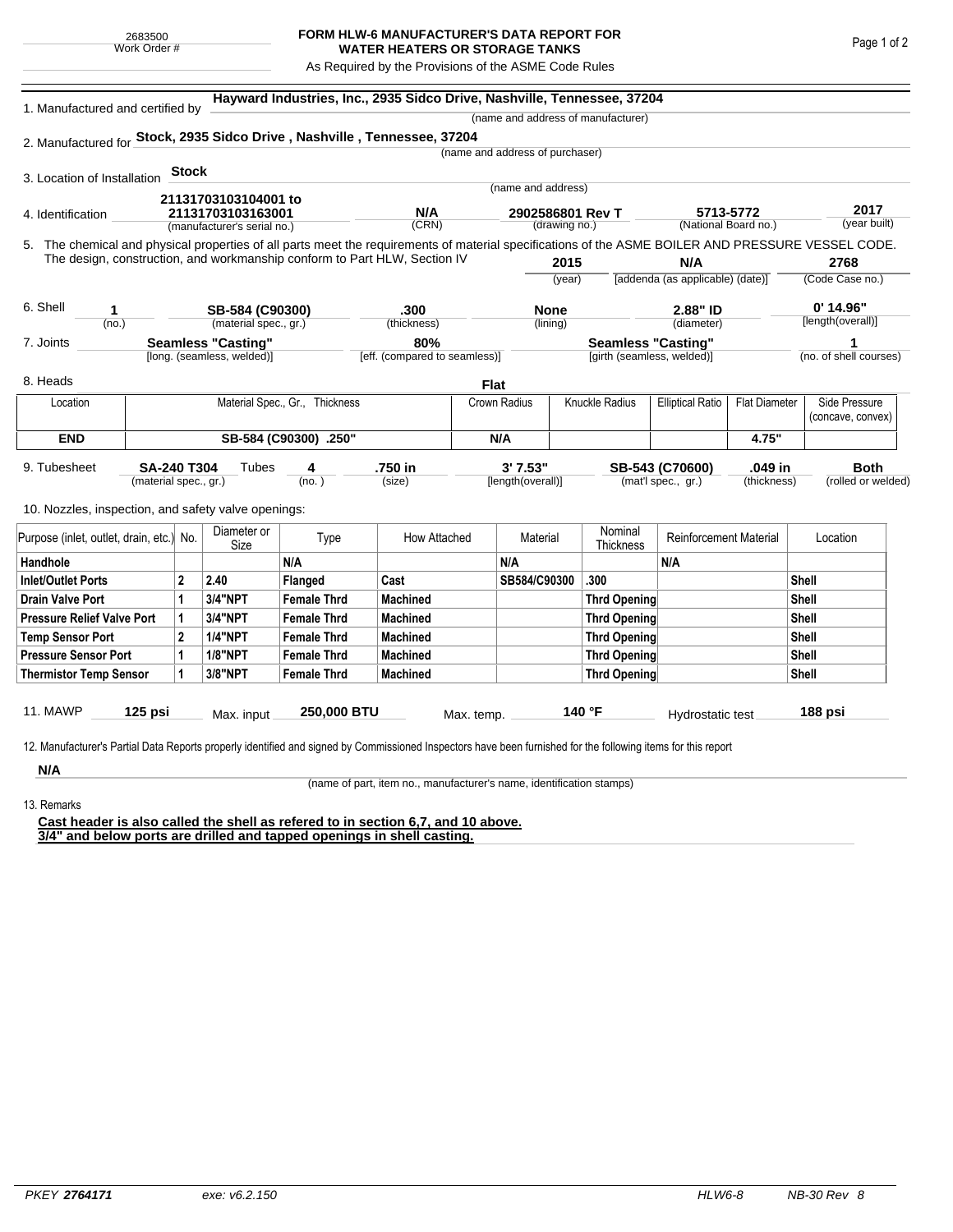2683500
Work Order #

# FORM HLW-6 MANUFACTURER'S DATA REPORT FOR WATER HEATERS OR STORAGE TANKS

As Required by the Provisions of the ASME Code Rules

1. Manufactured and certified by **Hayward Industries, Inc., 2935 Sidco Drive, Nashville, Tennessee, 37204**
(name and address of manufacturer)

2. Manufactured for **Stock, 2935 Sidco Drive , Nashville , Tennessee, 37204**
(name and address of purchaser)

3. Location of Installation **Stock**
(name and address)

4. Identification **21131703103104001 to 21131703103163001** (manufacturer's serial no.) **N/A** (CRN) **2902586801 Rev T** (drawing no.) **5713-5772** (National Board no.) **2017** (year built)

5. The chemical and physical properties of all parts meet the requirements of material specifications of the ASME BOILER AND PRESSURE VESSEL CODE. The design, construction, and workmanship conform to Part HLW, Section IV **2015** (year) **N/A** [addenda (as applicable) (date)] **2768** (Code Case no.)

6. Shell **1** (no.) **SB-584 (C90300)** (material spec., gr.) **.300** (thickness) **None** (lining) **2.88" ID** (diameter) **0' 14.96"** [length(overall)]

7. Joints **Seamless "Casting"** [long. (seamless, welded)] **80%** [eff. (compared to seamless)] **Seamless "Casting"** [girth (seamless, welded)] **1** (no. of shell courses)

8. Heads **Flat**

| Location | Material Spec., Gr., Thickness | Crown Radius | Knuckle Radius | Elliptical Ratio | Flat Diameter | Side Pressure (concave, convex) |
|---|---|---|---|---|---|---|
| **END** | **SB-584 (C90300) .250"** | **N/A** | | | **4.75"** | |

9. Tubesheet **SA-240 T304** (material spec., gr.) Tubes **4** (no.) **.750 in** (size) **3' 7.53"** [length(overall)] **SB-543 (C70600)** (mat'l spec., gr.) **.049 in** (thickness) **Both** (rolled or welded)

10. Nozzles, inspection, and safety valve openings:

| Purpose (inlet, outlet, drain, etc.) | No. | Diameter or Size | Type | How Attached | Material | Nominal Thickness | Reinforcement Material | Location |
|---|---|---|---|---|---|---|---|---|
| **Handhole** | | | **N/A** | | **N/A** | | **N/A** | |
| **Inlet/Outlet Ports** | **2** | **2.40** | **Flanged** | **Cast** | **SB584/C90300** | **.300** | | **Shell** |
| **Drain Valve Port** | **1** | **3/4"NPT** | **Female Thrd** | **Machined** | | **Thrd Opening** | | **Shell** |
| **Pressure Relief Valve Port** | **1** | **3/4"NPT** | **Female Thrd** | **Machined** | | **Thrd Opening** | | **Shell** |
| **Temp Sensor Port** | **2** | **1/4"NPT** | **Female Thrd** | **Machined** | | **Thrd Opening** | | **Shell** |
| **Pressure Sensor Port** | **1** | **1/8"NPT** | **Female Thrd** | **Machined** | | **Thrd Opening** | | **Shell** |
| **Thermistor Temp Sensor** | **1** | **3/8"NPT** | **Female Thrd** | **Machined** | | **Thrd Opening** | | **Shell** |

11. MAWP **125 psi** Max. input **250,000 BTU** Max. temp. **140 °F** Hydrostatic test **188 psi**

12. Manufacturer's Partial Data Reports properly identified and signed by Commissioned Inspectors have been furnished for the following items for this report

**N/A**
(name of part, item no., manufacturer's name, identification stamps)

13. Remarks

**Cast header is also called the shell as refered to in section 6,7, and 10 above.**
**3/4" and below ports are drilled and tapped openings in shell casting.**

PKEY *2764171* exe: v6.2.150 HLW6-8 NB-30 Rev 8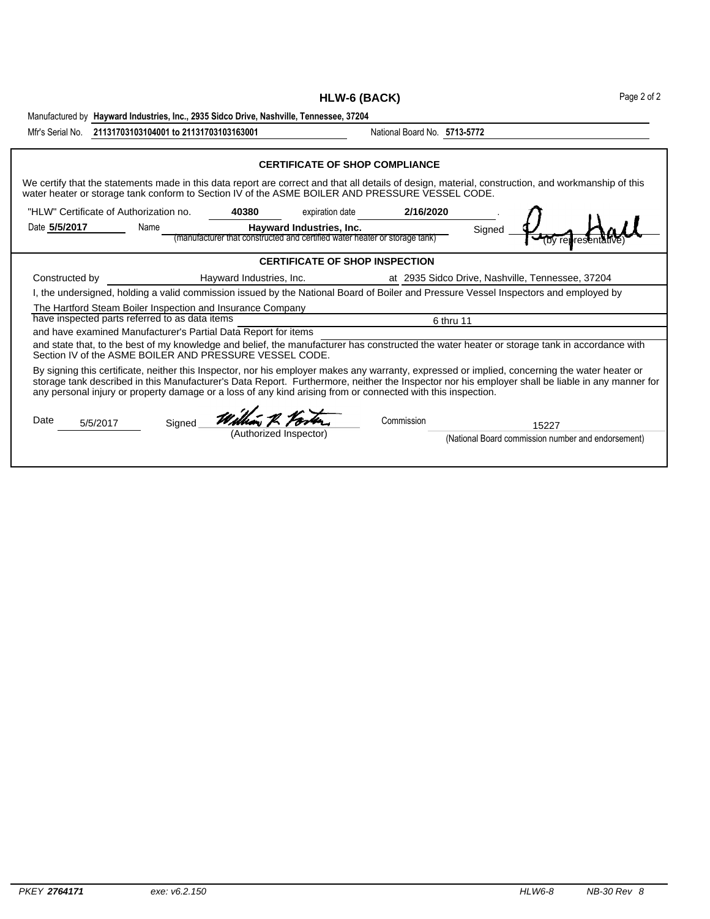# HLW-6 (BACK)

Manufactured by **Hayward Industries, Inc., 2935 Sidco Drive, Nashville, Tennessee, 37204**

Mfr's Serial No. **21131703103104001 to 21131703103163001** National Board No. **5713-5772**

## CERTIFICATE OF SHOP COMPLIANCE

We certify that the statements made in this data report are correct and that all details of design, material, construction, and workmanship of this water heater or storage tank conform to Section IV of the ASME BOILER AND PRESSURE VESSEL CODE.

"HLW" Certificate of Authorization no. **40380** expiration date **2/16/2020**.

Date **5/5/2017** Name **Hayward Industries, Inc.** (manufacturer that constructed and certified water heater or storage tank) Signed (by representative)

## CERTIFICATE OF SHOP INSPECTION

Constructed by Hayward Industries, Inc. at 2935 Sidco Drive, Nashville, Tennessee, 37204

I, the undersigned, holding a valid commission issued by the National Board of Boiler and Pressure Vessel Inspectors and employed by The Hartford Steam Boiler Inspection and Insurance Company

have inspected parts referred to as data items 6 thru 11

and have examined Manufacturer's Partial Data Report for items

and state that, to the best of my knowledge and belief, the manufacturer has constructed the water heater or storage tank in accordance with Section IV of the ASME BOILER AND PRESSURE VESSEL CODE.

By signing this certificate, neither this Inspector, nor his employer makes any warranty, expressed or implied, concerning the water heater or storage tank described in this Manufacturer's Data Report. Furthermore, neither the Inspector nor his employer shall be liable in any manner for any personal injury or property damage or a loss of any kind arising from or connected with this inspection.

Date 5/5/2017 Signed (Authorized Inspector) Commission 15227 (National Board commission number and endorsement)

*PKEY 2764171* *exe: v6.2.150* *HLW6-8* *NB-30 Rev 8*